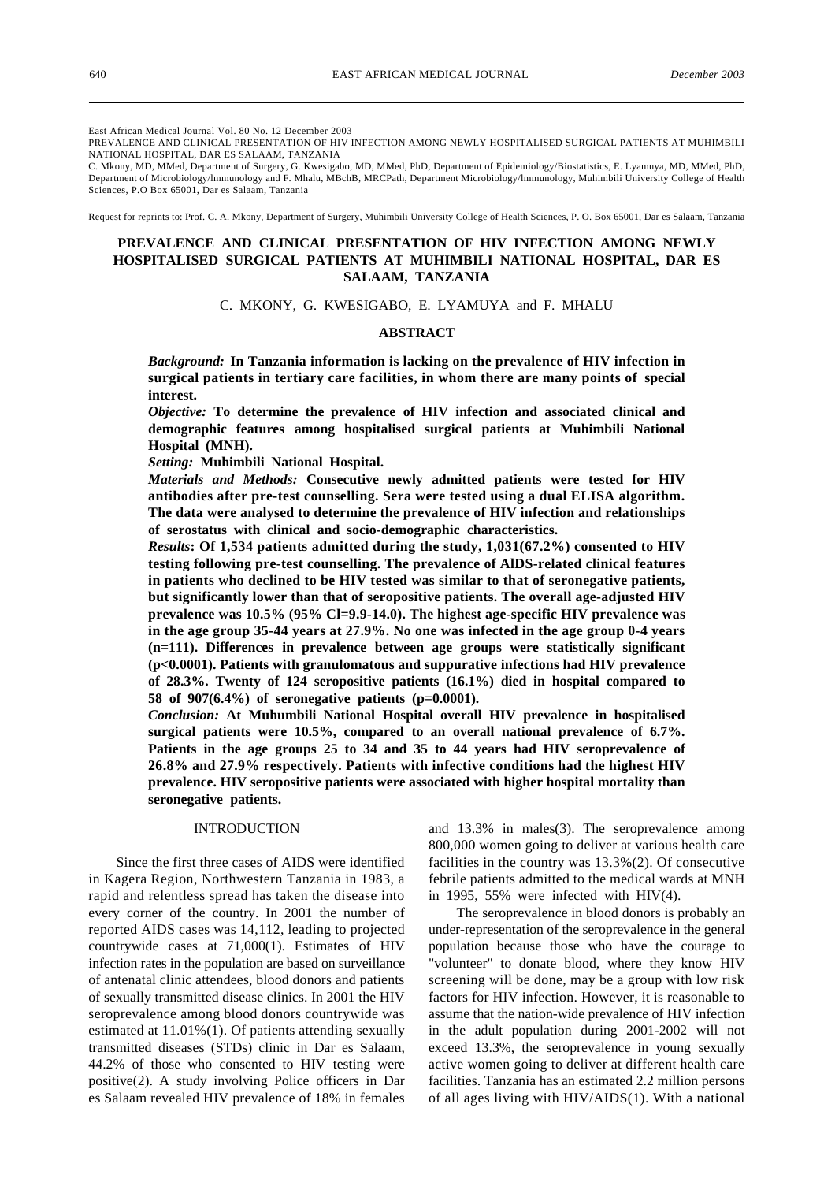East African Medical Journal Vol. 80 No. 12 December 2003

PREVALENCE AND CLINICAL PRESENTATION OF HIV INFECTION AMONG NEWLY HOSPITALISED SURGICAL PATIENTS AT MUHIMBILI NATIONAL HOSPITAL, DAR ES SALAAM, TANZANIA

C. Mkony, MD, MMed, Department of Surgery, G. Kwesigabo, MD, MMed, PhD, Department of Epidemiology/Biostatistics, E. Lyamuya, MD, MMed, PhD, Department of Microbiology/lmmunology and F. Mhalu, MBchB, MRCPath, Department Microbiology/lmmunology, Muhimbili University College of Health Sciences, P.O Box 65001, Dar es Salaam, Tanzania

Request for reprints to: Prof. C. A. Mkony, Department of Surgery, Muhimbili University College of Health Sciences, P. O. Box 65001, Dar es Salaam, Tanzania

# PREVALENCE AND CLINICAL PRESENTATION OF HIV INFECTION AMONG NEWLY HOSPITALISED SURGICAL PATIENTS AT MUHIMBILI NATIONAL HOSPITAL, DAR ES SALAAM, TANZANIA

C. MKONY, G. KWESIGABO, E. LYAMUYA and F. MHALU

## ABSTRACT

***Background:*** **In Tanzania information is lacking on the prevalence of HIV infection in surgical patients in tertiary care facilities, in whom there are many points of special interest.**

***Objective:*** **To determine the prevalence of HIV infection and associated clinical and demographic features among hospitalised surgical patients at Muhimbili National Hospital (MNH).**

***Setting:*** **Muhimbili National Hospital.**

***Materials and Methods:*** **Consecutive newly admitted patients were tested for HIV antibodies after pre-test counselling. Sera were tested using a dual ELISA algorithm. The data were analysed to determine the prevalence of HIV infection and relationships of serostatus with clinical and socio-demographic characteristics.**

***Results*****: Of 1,534 patients admitted during the study, 1,031(67.2%) consented to HIV testing following pre-test counselling. The prevalence of AIDS-related clinical features in patients who declined to be HIV tested was similar to that of seronegative patients, but significantly lower than that of seropositive patients. The overall age-adjusted HIV prevalence was 10.5% (95% Cl=9.9-14.0). The highest age-specific HIV prevalence was in the age group 35-44 years at 27.9%. No one was infected in the age group 0-4 years (n=111). Differences in prevalence between age groups were statistically significant (p<0.0001). Patients with granulomatous and suppurative infections had HIV prevalence of 28.3%. Twenty of 124 seropositive patients (16.1%) died in hospital compared to 58 of 907(6.4%) of seronegative patients (p=0.0001).**

***Conclusion:*** **At Muhumbili National Hospital overall HIV prevalence in hospitalised surgical patients were 10.5%, compared to an overall national prevalence of 6.7%. Patients in the age groups 25 to 34 and 35 to 44 years had HIV seroprevalence of 26.8% and 27.9% respectively. Patients with infective conditions had the highest HIV prevalence. HIV seropositive patients were associated with higher hospital mortality than seronegative patients.**

## INTRODUCTION

Since the first three cases of AIDS were identified in Kagera Region, Northwestern Tanzania in 1983, a rapid and relentless spread has taken the disease into every corner of the country. In 2001 the number of reported AIDS cases was 14,112, leading to projected countrywide cases at 71,000(1). Estimates of HIV infection rates in the population are based on surveillance of antenatal clinic attendees, blood donors and patients of sexually transmitted disease clinics. In 2001 the HIV seroprevalence among blood donors countrywide was estimated at 11.01%(1). Of patients attending sexually transmitted diseases (STDs) clinic in Dar es Salaam, 44.2% of those who consented to HIV testing were positive(2). A study involving Police officers in Dar es Salaam revealed HIV prevalence of 18% in females and 13.3% in males(3). The seroprevalence among 800,000 women going to deliver at various health care facilities in the country was 13.3%(2). Of consecutive febrile patients admitted to the medical wards at MNH in 1995, 55% were infected with HIV(4).

The seroprevalence in blood donors is probably an under-representation of the seroprevalence in the general population because those who have the courage to "volunteer" to donate blood, where they know HIV screening will be done, may be a group with low risk factors for HIV infection. However, it is reasonable to assume that the nation-wide prevalence of HIV infection in the adult population during 2001-2002 will not exceed 13.3%, the seroprevalence in young sexually active women going to deliver at different health care facilities. Tanzania has an estimated 2.2 million persons of all ages living with HIV/AIDS(1). With a national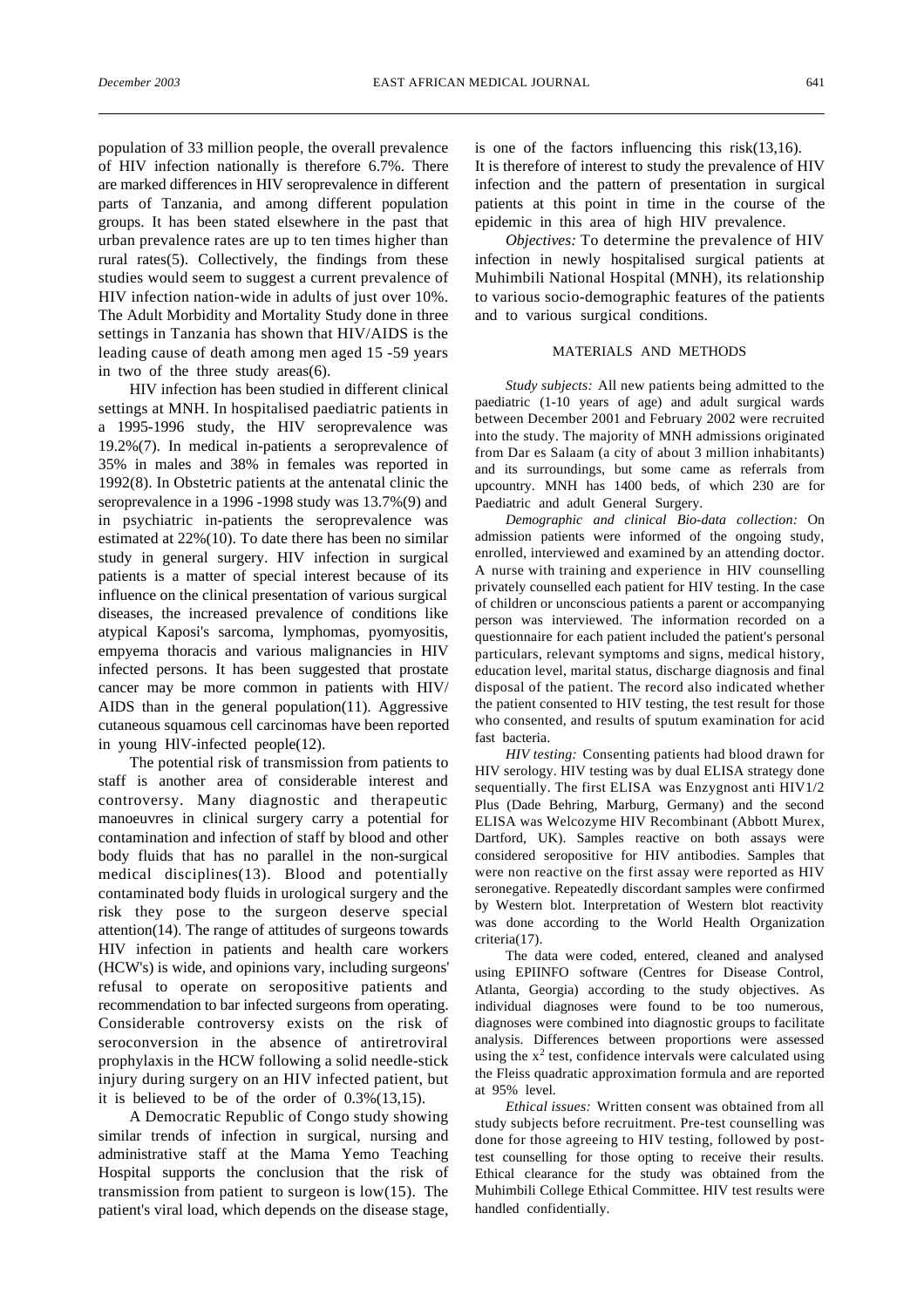population of 33 million people, the overall prevalence of HIV infection nationally is therefore 6.7%. There are marked differences in HIV seroprevalence in different parts of Tanzania, and among different population groups. It has been stated elsewhere in the past that urban prevalence rates are up to ten times higher than rural rates(5). Collectively, the findings from these studies would seem to suggest a current prevalence of HIV infection nation-wide in adults of just over 10%. The Adult Morbidity and Mortality Study done in three settings in Tanzania has shown that HIV/AIDS is the leading cause of death among men aged 15 -59 years in two of the three study areas(6).

HIV infection has been studied in different clinical settings at MNH. In hospitalised paediatric patients in a 1995-1996 study, the HIV seroprevalence was 19.2%(7). In medical in-patients a seroprevalence of 35% in males and 38% in females was reported in 1992(8). In Obstetric patients at the antenatal clinic the seroprevalence in a 1996 -1998 study was 13.7%(9) and in psychiatric in-patients the seroprevalence was estimated at 22%(10). To date there has been no similar study in general surgery. HIV infection in surgical patients is a matter of special interest because of its influence on the clinical presentation of various surgical diseases, the increased prevalence of conditions like atypical Kaposi's sarcoma, lymphomas, pyomyositis, empyema thoracis and various malignancies in HIV infected persons. It has been suggested that prostate cancer may be more common in patients with HIV/ AIDS than in the general population(11). Aggressive cutaneous squamous cell carcinomas have been reported in young HlV-infected people(12).

The potential risk of transmission from patients to staff is another area of considerable interest and controversy. Many diagnostic and therapeutic manoeuvres in clinical surgery carry a potential for contamination and infection of staff by blood and other body fluids that has no parallel in the non-surgical medical disciplines(13). Blood and potentially contaminated body fluids in urological surgery and the risk they pose to the surgeon deserve special attention(14). The range of attitudes of surgeons towards HIV infection in patients and health care workers (HCW's) is wide, and opinions vary, including surgeons' refusal to operate on seropositive patients and recommendation to bar infected surgeons from operating. Considerable controversy exists on the risk of seroconversion in the absence of antiretroviral prophylaxis in the HCW following a solid needle-stick injury during surgery on an HIV infected patient, but it is believed to be of the order of 0.3%(13,15).

A Democratic Republic of Congo study showing similar trends of infection in surgical, nursing and administrative staff at the Mama Yemo Teaching Hospital supports the conclusion that the risk of transmission from patient to surgeon is low(15). The patient's viral load, which depends on the disease stage, is one of the factors influencing this risk(13,16).

It is therefore of interest to study the prevalence of HIV infection and the pattern of presentation in surgical patients at this point in time in the course of the epidemic in this area of high HIV prevalence.

*Objectives:* To determine the prevalence of HIV infection in newly hospitalised surgical patients at Muhimbili National Hospital (MNH), its relationship to various socio-demographic features of the patients and to various surgical conditions.

## MATERIALS AND METHODS

*Study subjects:* All new patients being admitted to the paediatric (1-10 years of age) and adult surgical wards between December 2001 and February 2002 were recruited into the study. The majority of MNH admissions originated from Dar es Salaam (a city of about 3 million inhabitants) and its surroundings, but some came as referrals from upcountry. MNH has 1400 beds, of which 230 are for Paediatric and adult General Surgery.

*Demographic and clinical Bio-data collection:* On admission patients were informed of the ongoing study, enrolled, interviewed and examined by an attending doctor. A nurse with training and experience in HIV counselling privately counselled each patient for HIV testing. In the case of children or unconscious patients a parent or accompanying person was interviewed. The information recorded on a questionnaire for each patient included the patient's personal particulars, relevant symptoms and signs, medical history, education level, marital status, discharge diagnosis and final disposal of the patient. The record also indicated whether the patient consented to HIV testing, the test result for those who consented, and results of sputum examination for acid fast bacteria.

*HIV testing:* Consenting patients had blood drawn for HIV serology. HIV testing was by dual ELISA strategy done sequentially. The first ELISA was Enzygnost anti HIV1/2 Plus (Dade Behring, Marburg, Germany) and the second ELISA was Welcozyme HIV Recombinant (Abbott Murex, Dartford, UK). Samples reactive on both assays were considered seropositive for HIV antibodies. Samples that were non reactive on the first assay were reported as HIV seronegative. Repeatedly discordant samples were confirmed by Western blot. Interpretation of Western blot reactivity was done according to the World Health Organization criteria(17).

The data were coded, entered, cleaned and analysed using EPIINFO software (Centres for Disease Control, Atlanta, Georgia) according to the study objectives. As individual diagnoses were found to be too numerous, diagnoses were combined into diagnostic groups to facilitate analysis. Differences between proportions were assessed using the $x^2$ test, confidence intervals were calculated using the Fleiss quadratic approximation formula and are reported at 95% level.

*Ethical issues:* Written consent was obtained from all study subjects before recruitment. Pre-test counselling was done for those agreeing to HIV testing, followed by post-test counselling for those opting to receive their results. Ethical clearance for the study was obtained from the Muhimbili College Ethical Committee. HIV test results were handled confidentially.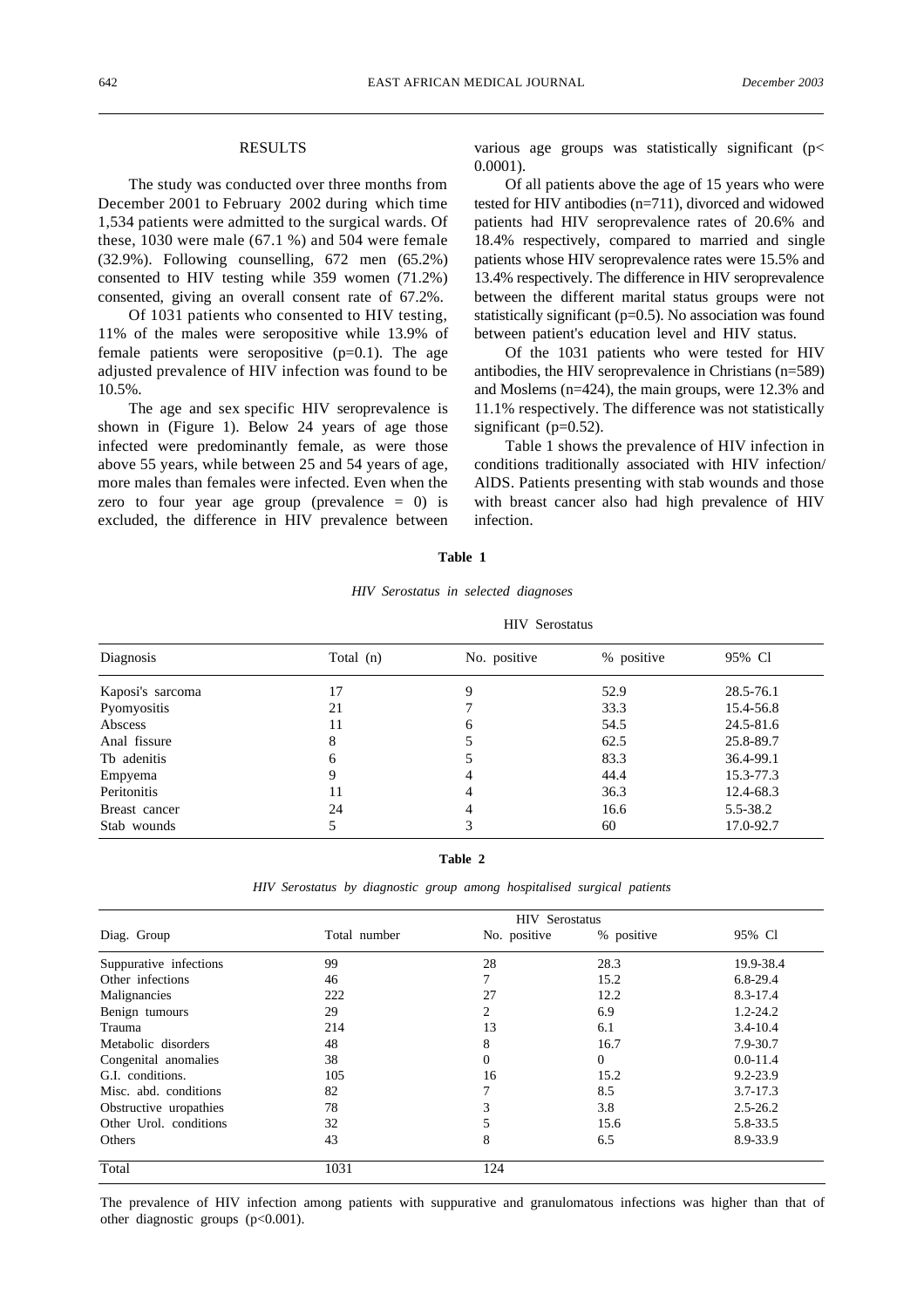## RESULTS

The study was conducted over three months from December 2001 to February 2002 during which time 1,534 patients were admitted to the surgical wards. Of these, 1030 were male (67.1 %) and 504 were female (32.9%). Following counselling, 672 men (65.2%) consented to HIV testing while 359 women (71.2%) consented, giving an overall consent rate of 67.2%.

Of 1031 patients who consented to HIV testing, 11% of the males were seropositive while 13.9% of female patients were seropositive (p=0.1). The age adjusted prevalence of HIV infection was found to be 10.5%.

The age and sex specific HIV seroprevalence is shown in (Figure 1). Below 24 years of age those infected were predominantly female, as were those above 55 years, while between 25 and 54 years of age, more males than females were infected. Even when the zero to four year age group (prevalence = 0) is excluded, the difference in HIV prevalence between various age groups was statistically significant (p< 0.0001).

Of all patients above the age of 15 years who were tested for HIV antibodies (n=711), divorced and widowed patients had HIV seroprevalence rates of 20.6% and 18.4% respectively, compared to married and single patients whose HIV seroprevalence rates were 15.5% and 13.4% respectively. The difference in HIV seroprevalence between the different marital status groups were not statistically significant (p=0.5). No association was found between patient's education level and HIV status.

Of the 1031 patients who were tested for HIV antibodies, the HIV seroprevalence in Christians (n=589) and Moslems (n=424), the main groups, were 12.3% and 11.1% respectively. The difference was not statistically significant (p=0.52).

Table 1 shows the prevalence of HIV infection in conditions traditionally associated with HIV infection/ AIDS. Patients presenting with stab wounds and those with breast cancer also had high prevalence of HIV infection.

**Table 1**

*HIV Serostatus in selected diagnoses*

| Diagnosis | Total (n) | HIV Serostatus | | |
|---|---|---|---|---|
| | | No. positive | % positive | 95% Cl |
| Kaposi's sarcoma | 17 | 9 | 52.9 | 28.5-76.1 |
| Pyomyositis | 21 | 7 | 33.3 | 15.4-56.8 |
| Abscess | 11 | 6 | 54.5 | 24.5-81.6 |
| Anal fissure | 8 | 5 | 62.5 | 25.8-89.7 |
| Tb adenitis | 6 | 5 | 83.3 | 36.4-99.1 |
| Empyema | 9 | 4 | 44.4 | 15.3-77.3 |
| Peritonitis | 11 | 4 | 36.3 | 12.4-68.3 |
| Breast cancer | 24 | 4 | 16.6 | 5.5-38.2 |
| Stab wounds | 5 | 3 | 60 | 17.0-92.7 |

**Table 2**

*HIV Serostatus by diagnostic group among hospitalised surgical patients*

| Diag. Group | Total number | HIV Serostatus | | |
|---|---|---|---|---|
| | | No. positive | % positive | 95% Cl |
| Suppurative infections | 99 | 28 | 28.3 | 19.9-38.4 |
| Other infections | 46 | 7 | 15.2 | 6.8-29.4 |
| Malignancies | 222 | 27 | 12.2 | 8.3-17.4 |
| Benign tumours | 29 | 2 | 6.9 | 1.2-24.2 |
| Trauma | 214 | 13 | 6.1 | 3.4-10.4 |
| Metabolic disorders | 48 | 8 | 16.7 | 7.9-30.7 |
| Congenital anomalies | 38 | 0 | 0 | 0.0-11.4 |
| G.I. conditions. | 105 | 16 | 15.2 | 9.2-23.9 |
| Misc. abd. conditions | 82 | 7 | 8.5 | 3.7-17.3 |
| Obstructive uropathies | 78 | 3 | 3.8 | 2.5-26.2 |
| Other Urol. conditions | 32 | 5 | 15.6 | 5.8-33.5 |
| Others | 43 | 8 | 6.5 | 8.9-33.9 |
| Total | 1031 | 124 | | |

The prevalence of HIV infection among patients with suppurative and granulomatous infections was higher than that of other diagnostic groups (p<0.001).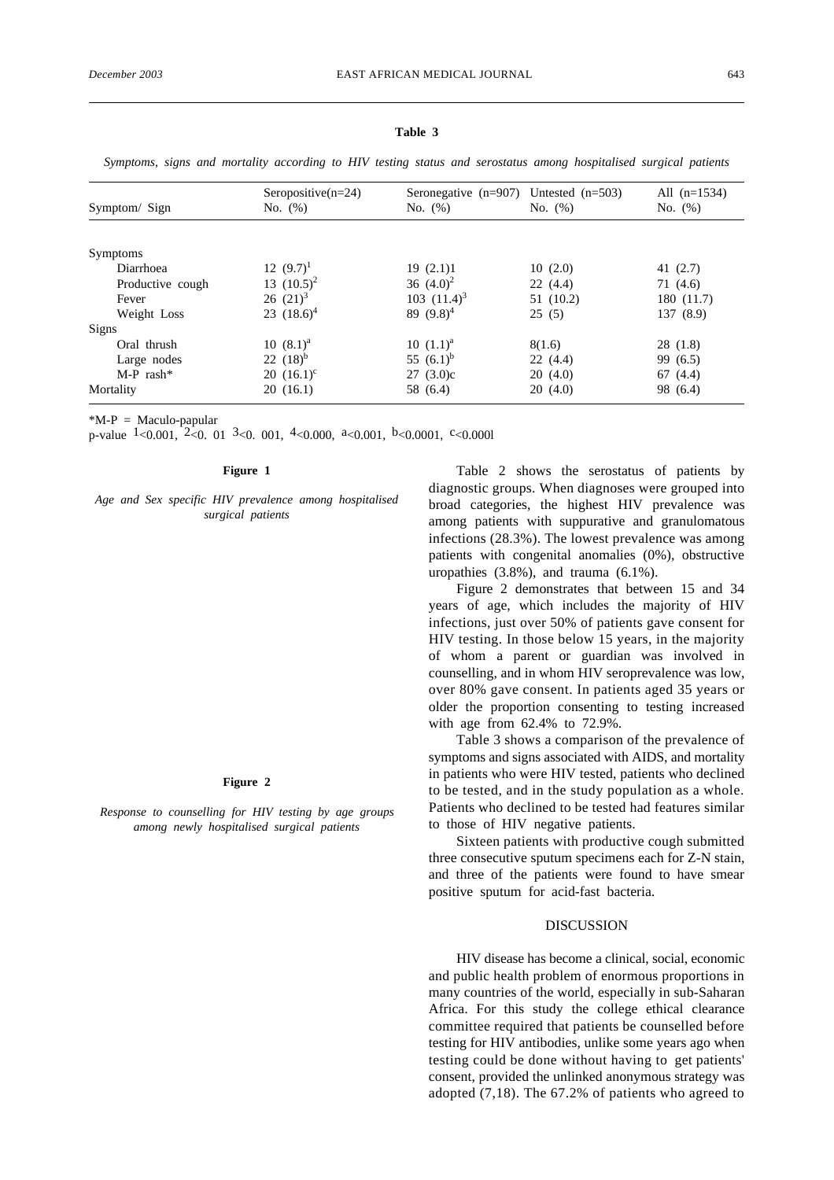**Table 3**

*Symptoms, signs and mortality according to HIV testing status and serostatus among hospitalised surgical patients*

| Symptom/ Sign | Seropositive(n=24) No. (%) | Seronegative (n=907) No. (%) | Untested (n=503) No. (%) | All (n=1534) No. (%) |
|---|---|---|---|---|
| Symptoms | | | | |
| Diarrhoea | 12 (9.7)[1] | 19 (2.1)1 | 10 (2.0) | 41 (2.7) |
| Productive cough | 13 (10.5)[2] | 36 (4.0)[2] | 22 (4.4) | 71 (4.6) |
| Fever | 26 (21)[3] | 103 (11.4)[3] | 51 (10.2) | 180 (11.7) |
| Weight Loss | 23 (18.6)[4] | 89 (9.8)[4] | 25 (5) | 137 (8.9) |
| Signs | | | | |
| Oral thrush | 10 (8.1)[a] | 10 (1.1)[a] | 8(1.6) | 28 (1.8) |
| Large nodes | 22 (18)[b] | 55 (6.1)[b] | 22 (4.4) | 99 (6.5) |
| M-P rash* | 20 (16.1)[c] | 27 (3.0)c | 20 (4.0) | 67 (4.4) |
| Mortality | 20 (16.1) | 58 (6.4) | 20 (4.0) | 98 (6.4) |

*M-P = Maculo-papular

p-value [1]<0.001, [2]<0. 01 [3]<0. 001, [4]<0.000, [a]<0.001, [b]<0.0001, [c]<0.0001

**Figure 1**

*Age and Sex specific HIV prevalence among hospitalised surgical patients*

**Figure 2**

*Response to counselling for HIV testing by age groups among newly hospitalised surgical patients*

Table 2 shows the serostatus of patients by diagnostic groups. When diagnoses were grouped into broad categories, the highest HIV prevalence was among patients with suppurative and granulomatous infections (28.3%). The lowest prevalence was among patients with congenital anomalies (0%), obstructive uropathies (3.8%), and trauma (6.1%).

Figure 2 demonstrates that between 15 and 34 years of age, which includes the majority of HIV infections, just over 50% of patients gave consent for HIV testing. In those below 15 years, in the majority of whom a parent or guardian was involved in counselling, and in whom HIV seroprevalence was low, over 80% gave consent. In patients aged 35 years or older the proportion consenting to testing increased with age from 62.4% to 72.9%.

Table 3 shows a comparison of the prevalence of symptoms and signs associated with AIDS, and mortality in patients who were HIV tested, patients who declined to be tested, and in the study population as a whole. Patients who declined to be tested had features similar to those of HIV negative patients.

Sixteen patients with productive cough submitted three consecutive sputum specimens each for Z-N stain, and three of the patients were found to have smear positive sputum for acid-fast bacteria.

## DISCUSSION

HIV disease has become a clinical, social, economic and public health problem of enormous proportions in many countries of the world, especially in sub-Saharan Africa. For this study the college ethical clearance committee required that patients be counselled before testing for HIV antibodies, unlike some years ago when testing could be done without having to get patients' consent, provided the unlinked anonymous strategy was adopted (7,18). The 67.2% of patients who agreed to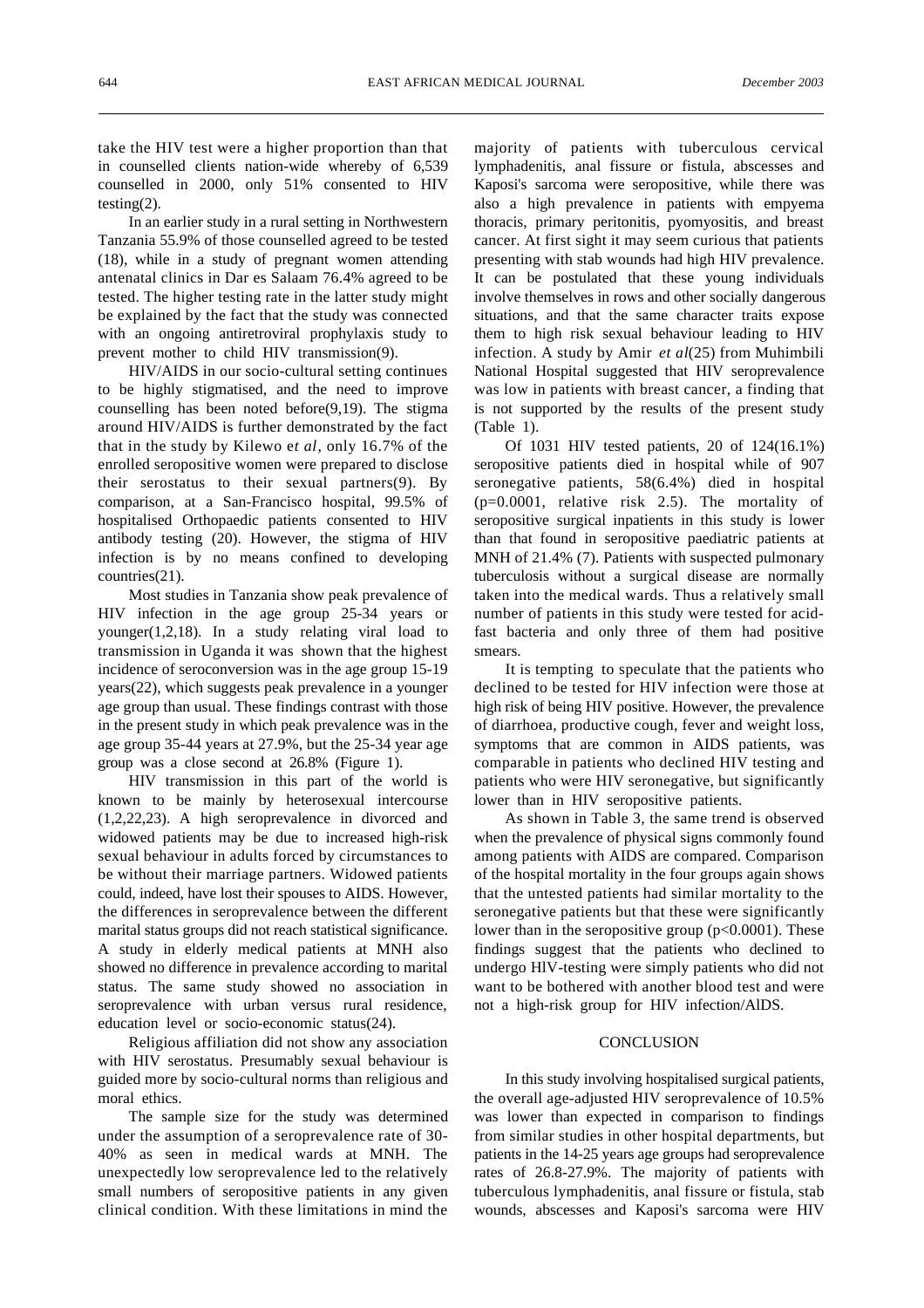take the HIV test were a higher proportion than that in counselled clients nation-wide whereby of 6,539 counselled in 2000, only 51% consented to HIV testing(2).

In an earlier study in a rural setting in Northwestern Tanzania 55.9% of those counselled agreed to be tested (18), while in a study of pregnant women attending antenatal clinics in Dar es Salaam 76.4% agreed to be tested. The higher testing rate in the latter study might be explained by the fact that the study was connected with an ongoing antiretroviral prophylaxis study to prevent mother to child HIV transmission(9).

HIV/AIDS in our socio-cultural setting continues to be highly stigmatised, and the need to improve counselling has been noted before(9,19). The stigma around HIV/AIDS is further demonstrated by the fact that in the study by Kilewo e*t al*, only 16.7% of the enrolled seropositive women were prepared to disclose their serostatus to their sexual partners(9). By comparison, at a San-Francisco hospital, 99.5% of hospitalised Orthopaedic patients consented to HIV antibody testing (20). However, the stigma of HIV infection is by no means confined to developing countries(21).

Most studies in Tanzania show peak prevalence of HIV infection in the age group 25-34 years or younger(1,2,18). In a study relating viral load to transmission in Uganda it was shown that the highest incidence of seroconversion was in the age group 15-19 years(22), which suggests peak prevalence in a younger age group than usual. These findings contrast with those in the present study in which peak prevalence was in the age group 35-44 years at 27.9%, but the 25-34 year age group was a close second at 26.8% (Figure 1).

HIV transmission in this part of the world is known to be mainly by heterosexual intercourse (1,2,22,23). A high seroprevalence in divorced and widowed patients may be due to increased high-risk sexual behaviour in adults forced by circumstances to be without their marriage partners. Widowed patients could, indeed, have lost their spouses to AIDS. However, the differences in seroprevalence between the different marital status groups did not reach statistical significance. A study in elderly medical patients at MNH also showed no difference in prevalence according to marital status. The same study showed no association in seroprevalence with urban versus rural residence, education level or socio-economic status(24).

Religious affiliation did not show any association with HIV serostatus. Presumably sexual behaviour is guided more by socio-cultural norms than religious and moral ethics.

The sample size for the study was determined under the assumption of a seroprevalence rate of 30-40% as seen in medical wards at MNH. The unexpectedly low seroprevalence led to the relatively small numbers of seropositive patients in any given clinical condition. With these limitations in mind the majority of patients with tuberculous cervical lymphadenitis, anal fissure or fistula, abscesses and Kaposi's sarcoma were seropositive, while there was also a high prevalence in patients with empyema thoracis, primary peritonitis, pyomyositis, and breast cancer. At first sight it may seem curious that patients presenting with stab wounds had high HIV prevalence. It can be postulated that these young individuals involve themselves in rows and other socially dangerous situations, and that the same character traits expose them to high risk sexual behaviour leading to HIV infection. A study by Amir *et al*(25) from Muhimbili National Hospital suggested that HIV seroprevalence was low in patients with breast cancer, a finding that is not supported by the results of the present study (Table 1).

Of 1031 HIV tested patients, 20 of 124(16.1%) seropositive patients died in hospital while of 907 seronegative patients, 58(6.4%) died in hospital ($p$=0.0001, relative risk 2.5). The mortality of seropositive surgical inpatients in this study is lower than that found in seropositive paediatric patients at MNH of 21.4% (7). Patients with suspected pulmonary tuberculosis without a surgical disease are normally taken into the medical wards. Thus a relatively small number of patients in this study were tested for acid-fast bacteria and only three of them had positive smears.

It is tempting to speculate that the patients who declined to be tested for HIV infection were those at high risk of being HIV positive. However, the prevalence of diarrhoea, productive cough, fever and weight loss, symptoms that are common in AIDS patients, was comparable in patients who declined HIV testing and patients who were HIV seronegative, but significantly lower than in HIV seropositive patients.

As shown in Table 3, the same trend is observed when the prevalence of physical signs commonly found among patients with AIDS are compared. Comparison of the hospital mortality in the four groups again shows that the untested patients had similar mortality to the seronegative patients but that these were significantly lower than in the seropositive group ($p<0.0001$). These findings suggest that the patients who declined to undergo HlV-testing were simply patients who did not want to be bothered with another blood test and were not a high-risk group for HIV infection/AlDS.

## CONCLUSION

In this study involving hospitalised surgical patients, the overall age-adjusted HIV seroprevalence of 10.5% was lower than expected in comparison to findings from similar studies in other hospital departments, but patients in the 14-25 years age groups had seroprevalence rates of 26.8-27.9%. The majority of patients with tuberculous lymphadenitis, anal fissure or fistula, stab wounds, abscesses and Kaposi's sarcoma were HIV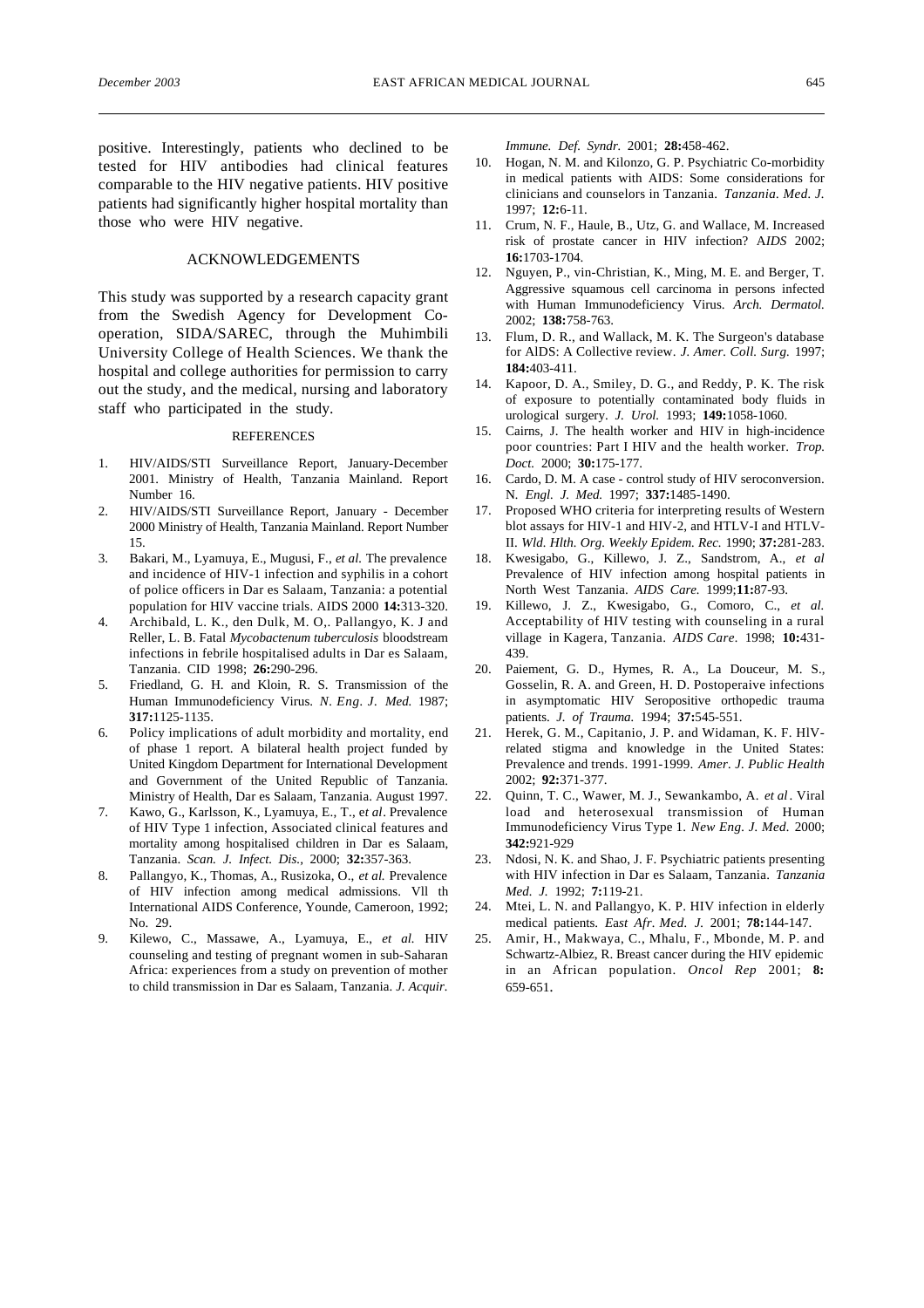positive. Interestingly, patients who declined to be tested for HIV antibodies had clinical features comparable to the HIV negative patients. HIV positive patients had significantly higher hospital mortality than those who were HIV negative.

## ACKNOWLEDGEMENTS

This study was supported by a research capacity grant from the Swedish Agency for Development Co-operation, SIDA/SAREC, through the Muhimbili University College of Health Sciences. We thank the hospital and college authorities for permission to carry out the study, and the medical, nursing and laboratory staff who participated in the study.

## REFERENCES

1. HIV/AIDS/STI Surveillance Report, January-December 2001. Ministry of Health, Tanzania Mainland. Report Number 16.
2. HIV/AIDS/STI Surveillance Report, January - December 2000 Ministry of Health, Tanzania Mainland. Report Number 15.
3. Bakari, M., Lyamuya, E., Mugusi, F., *et al.* The prevalence and incidence of HIV-1 infection and syphilis in a cohort of police officers in Dar es Salaam, Tanzania: a potential population for HIV vaccine trials. AIDS 2000 **14:**313-320.
4. Archibald, L. K., den Dulk, M. O,. Pallangyo, K. J and Reller, L. B. Fatal *Mycobactenum tuberculosis* bloodstream infections in febrile hospitalised adults in Dar es Salaam, Tanzania. CID 1998; **26:**290-296.
5. Friedland, G. H. and Kloin, R. S. Transmission of the Human Immunodeficiency Virus. *N. Eng. J. Med.* 1987; **317:**1125-1135.
6. Policy implications of adult morbidity and mortality, end of phase 1 report. A bilateral health project funded by United Kingdom Department for International Development and Government of the United Republic of Tanzania. Ministry of Health, Dar es Salaam, Tanzania. August 1997.
7. Kawo, G., Karlsson, K., Lyamuya, E., T., e*t al*. Prevalence of HIV Type 1 infection, Associated clinical features and mortality among hospitalised children in Dar es Salaam, Tanzania. *Scan. J. Infect. Dis.*, 2000; **32:**357-363.
8. Pallangyo, K., Thomas, A., Rusizoka, O., *et al.* Prevalence of HIV infection among medical admissions. Vll th International AIDS Conference, Younde, Cameroon, 1992; No. 29.
9. Kilewo, C., Massawe, A., Lyamuya, E., *et al.* HIV counseling and testing of pregnant women in sub-Saharan Africa: experiences from a study on prevention of mother to child transmission in Dar es Salaam, Tanzania. *J. Acquir. Immune. Def. Syndr.* 2001; **28:**458-462.
10. Hogan, N. M. and Kilonzo, G. P. Psychiatric Co-morbidity in medical patients with AIDS: Some considerations for clinicians and counselors in Tanzania. *Tanzania. Med. J.* 1997; **12:**6-11.
11. Crum, N. F., Haule, B., Utz, G. and Wallace, M. Increased risk of prostate cancer in HIV infection? A*IDS* 2002; **16:**1703-1704.
12. Nguyen, P., vin-Christian, K., Ming, M. E. and Berger, T. Aggressive squamous cell carcinoma in persons infected with Human Immunodeficiency Virus. *Arch. Dermatol.* 2002; **138:**758-763.
13. Flum, D. R., and Wallack, M. K. The Surgeon's database for AIDS: A Collective review. *J. Amer. Coll. Surg.* 1997; **184:**403-411.
14. Kapoor, D. A., Smiley, D. G., and Reddy, P. K. The risk of exposure to potentially contaminated body fluids in urological surgery. *J. Urol.* 1993; **149:**1058-1060.
15. Cairns, J. The health worker and HIV in high-incidence poor countries: Part I HIV and the health worker. *Trop. Doct.* 2000; **30:**175-177.
16. Cardo, D. M. A case - control study of HIV seroconversion. N. *Engl. J. Med.* 1997; **337:**1485-1490.
17. Proposed WHO criteria for interpreting results of Western blot assays for HIV-1 and HIV-2, and HTLV-I and HTLV-II. *Wld. Hlth. Org. Weekly Epidem. Rec.* 1990; **37:**281-283.
18. Kwesigabo, G., Killewo, J. Z., Sandstrom, A., *et al* Prevalence of HIV infection among hospital patients in North West Tanzania. *AIDS Care.* 1999;**11:**87-93.
19. Killewo, J. Z., Kwesigabo, G., Comoro, C., *et al.* Acceptability of HIV testing with counseling in a rural village in Kagera, Tanzania. *AIDS Care.* 1998; **10:**431-439.
20. Paiement, G. D., Hymes, R. A., La Douceur, M. S., Gosselin, R. A. and Green, H. D. Postoperaive infections in asymptomatic HIV Seropositive orthopedic trauma patients. *J. of Trauma.* 1994; **37:**545-551.
21. Herek, G. M., Capitanio, J. P. and Widaman, K. F. HIV-related stigma and knowledge in the United States: Prevalence and trends. 1991-1999. *Amer. J. Public Health* 2002; **92:**371-377.
22. Quinn, T. C., Wawer, M. J., Sewankambo, A. *et al*. Viral load and heterosexual transmission of Human Immunodeficiency Virus Type 1. *New Eng. J. Med.* 2000; **342:**921-929
23. Ndosi, N. K. and Shao, J. F. Psychiatric patients presenting with HIV infection in Dar es Salaam, Tanzania. *Tanzania Med. J.* 1992; **7:**119-21.
24. Mtei, L. N. and Pallangyo, K. P. HIV infection in elderly medical patients. *East Afr. Med. J.* 2001; **78:**144-147.
25. Amir, H., Makwaya, C., Mhalu, F., Mbonde, M. P. and Schwartz-Albiez, R. Breast cancer during the HIV epidemic in an African population. *Oncol Rep* 2001; **8:** 659-651.